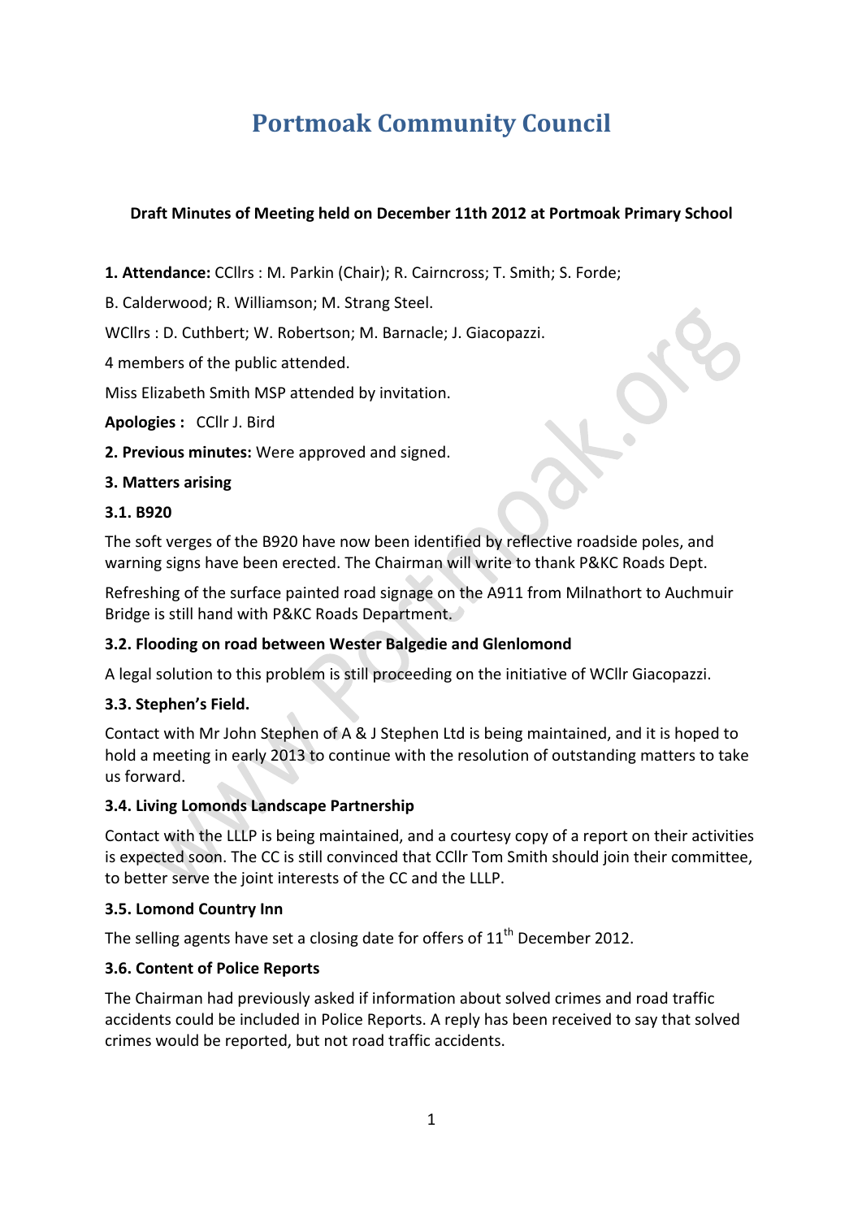# Portmoak Community Council

**Draft Minutes of Meeting held on December 11th 2012 at Portmoak Primary School**

**1. Attendance:** CCllrs : M. Parkin (Chair); R. Cairncross; T. Smith; S. Forde;

B. Calderwood; R. Williamson; M. Strang Steel.

WCllrs : D. Cuthbert; W. Robertson; M. Barnacle; J. Giacopazzi.

4 members of the public attended.

Miss Elizabeth Smith MSP attended by invitation.

**Apologies :** CCllr J. Bird

**2. Previous minutes:** Were approved and signed.

**3. Matters arising**

**3.1. B920**

The soft verges of the B920 have now been identified by reflective roadside poles, and warning signs have been erected. The Chairman will write to thank P&KC Roads Dept.

Refreshing of the surface painted road signage on the A911 from Milnathort to Auchmuir Bridge is still hand with P&KC Roads Department.

**3.2. Flooding on road between Wester Balgedie and Glenlomond**

A legal solution to this problem is still proceeding on the initiative of WCllr Giacopazzi.

**3.3. Stephen's Field.**

Contact with Mr John Stephen of A & J Stephen Ltd is being maintained, and it is hoped to hold a meeting in early 2013 to continue with the resolution of outstanding matters to take us forward.

**3.4. Living Lomonds Landscape Partnership**

Contact with the LLLP is being maintained, and a courtesy copy of a report on their activities is expected soon. The CC is still convinced that CCllr Tom Smith should join their committee, to better serve the joint interests of the CC and the LLLP.

**3.5. Lomond Country Inn**

The selling agents have set a closing date for offers of 11th December 2012.

**3.6. Content of Police Reports**

The Chairman had previously asked if information about solved crimes and road traffic accidents could be included in Police Reports. A reply has been received to say that solved crimes would be reported, but not road traffic accidents.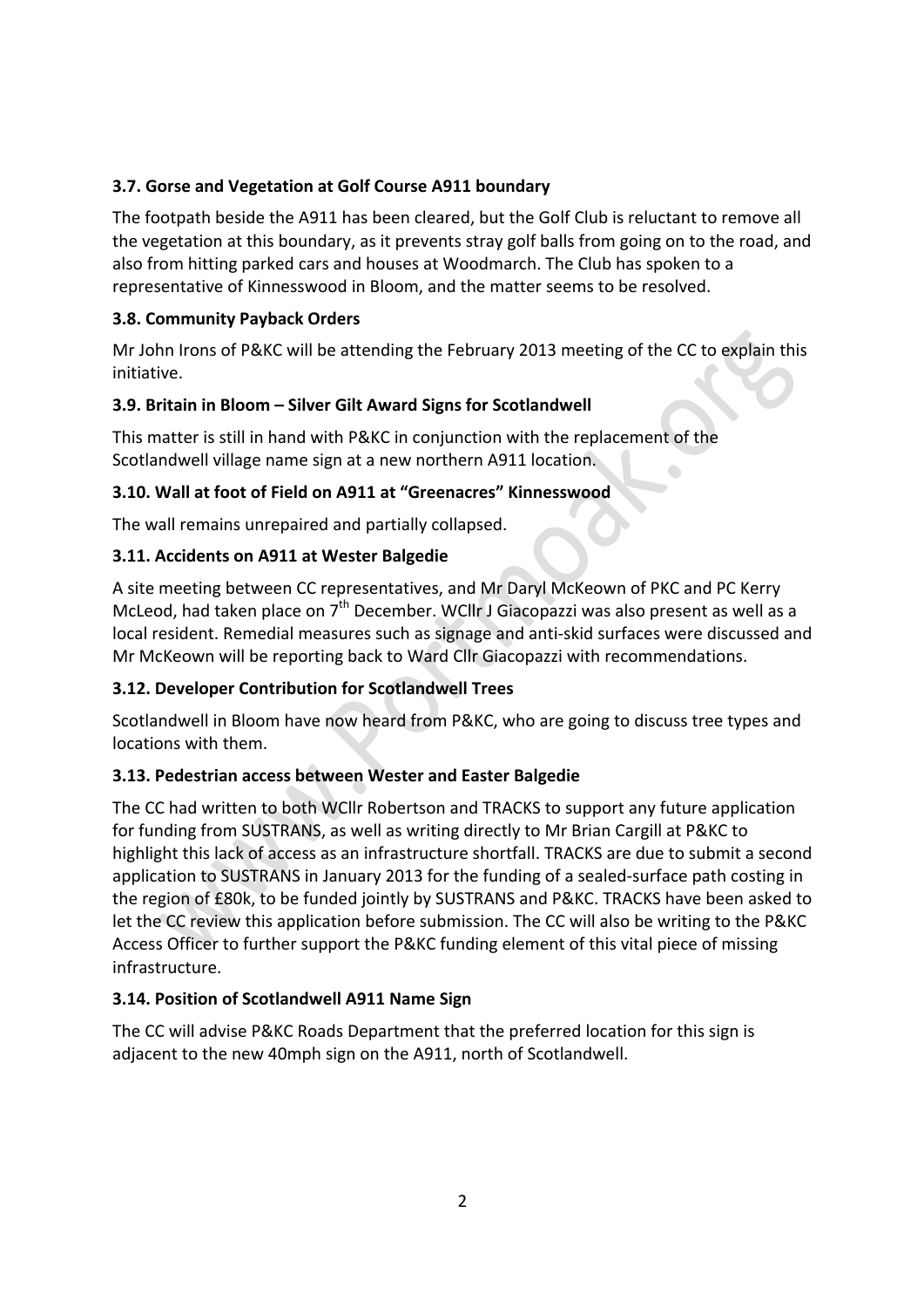**3.7. Gorse and Vegetation at Golf Course A911 boundary**

The footpath beside the A911 has been cleared, but the Golf Club is reluctant to remove all the vegetation at this boundary, as it prevents stray golf balls from going on to the road, and also from hitting parked cars and houses at Woodmarch. The Club has spoken to a representative of Kinnesswood in Bloom, and the matter seems to be resolved.

**3.8. Community Payback Orders**

Mr John Irons of P&KC will be attending the February 2013 meeting of the CC to explain this initiative.

**3.9. Britain in Bloom – Silver Gilt Award Signs for Scotlandwell**

This matter is still in hand with P&KC in conjunction with the replacement of the Scotlandwell village name sign at a new northern A911 location.

**3.10. Wall at foot of Field on A911 at "Greenacres" Kinnesswood**

The wall remains unrepaired and partially collapsed.

**3.11. Accidents on A911 at Wester Balgedie**

A site meeting between CC representatives, and Mr Daryl McKeown of PKC and PC Kerry McLeod, had taken place on 7th December. WCllr J Giacopazzi was also present as well as a local resident. Remedial measures such as signage and anti-skid surfaces were discussed and Mr McKeown will be reporting back to Ward Cllr Giacopazzi with recommendations.

**3.12. Developer Contribution for Scotlandwell Trees**

Scotlandwell in Bloom have now heard from P&KC, who are going to discuss tree types and locations with them.

**3.13. Pedestrian access between Wester and Easter Balgedie**

The CC had written to both WCllr Robertson and TRACKS to support any future application for funding from SUSTRANS, as well as writing directly to Mr Brian Cargill at P&KC to highlight this lack of access as an infrastructure shortfall. TRACKS are due to submit a second application to SUSTRANS in January 2013 for the funding of a sealed-surface path costing in the region of £80k, to be funded jointly by SUSTRANS and P&KC. TRACKS have been asked to let the CC review this application before submission. The CC will also be writing to the P&KC Access Officer to further support the P&KC funding element of this vital piece of missing infrastructure.

**3.14. Position of Scotlandwell A911 Name Sign**

The CC will advise P&KC Roads Department that the preferred location for this sign is adjacent to the new 40mph sign on the A911, north of Scotlandwell.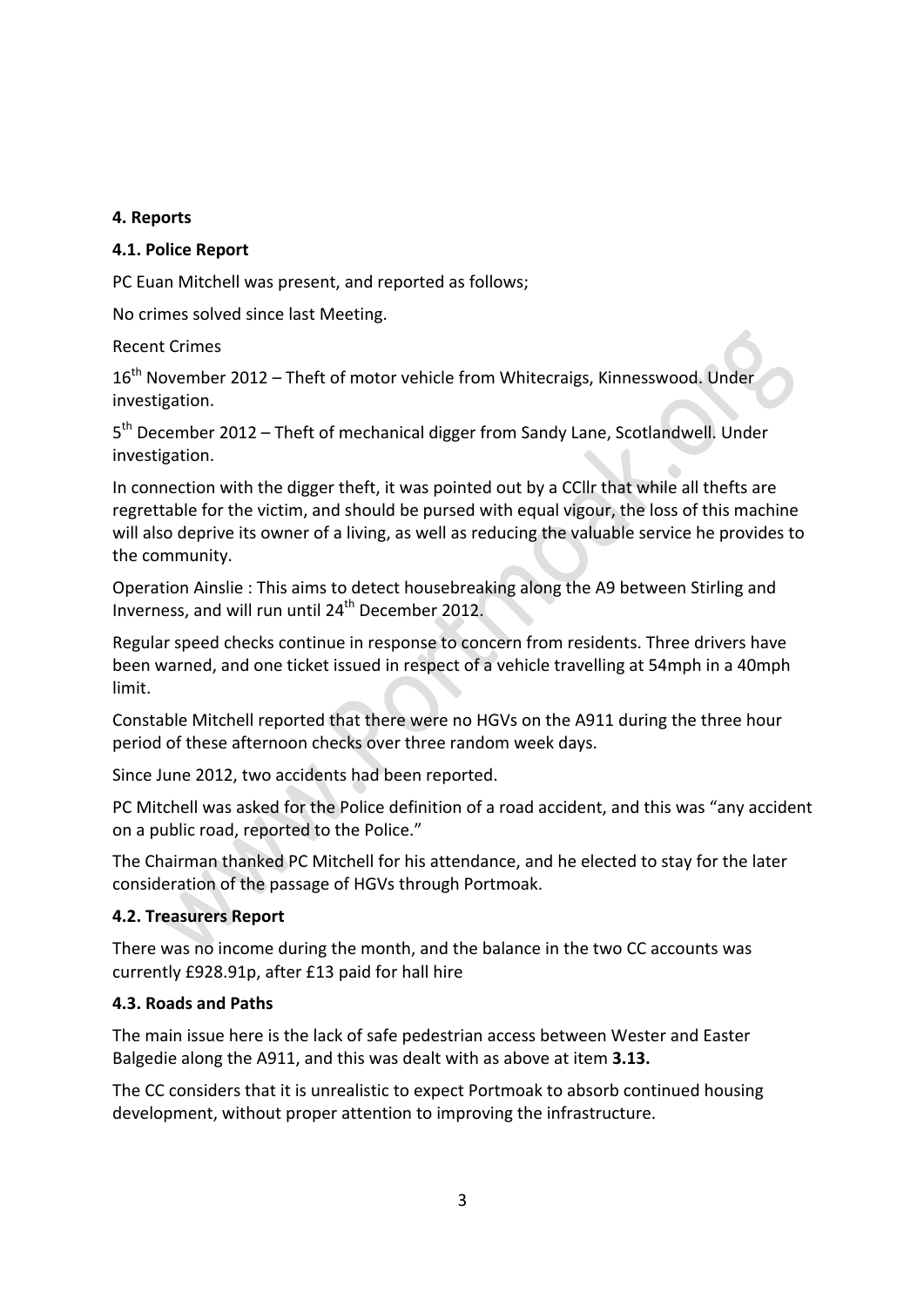**4. Reports**

**4.1. Police Report**

PC Euan Mitchell was present, and reported as follows;

No crimes solved since last Meeting.

Recent Crimes

16th November 2012 – Theft of motor vehicle from Whitecraigs, Kinnesswood. Under investigation.

5th December 2012 – Theft of mechanical digger from Sandy Lane, Scotlandwell. Under investigation.

In connection with the digger theft, it was pointed out by a CCllr that while all thefts are regrettable for the victim, and should be pursed with equal vigour, the loss of this machine will also deprive its owner of a living, as well as reducing the valuable service he provides to the community.

Operation Ainslie : This aims to detect housebreaking along the A9 between Stirling and Inverness, and will run until 24th December 2012.

Regular speed checks continue in response to concern from residents. Three drivers have been warned, and one ticket issued in respect of a vehicle travelling at 54mph in a 40mph limit.

Constable Mitchell reported that there were no HGVs on the A911 during the three hour period of these afternoon checks over three random week days.

Since June 2012, two accidents had been reported.

PC Mitchell was asked for the Police definition of a road accident, and this was "any accident on a public road, reported to the Police."

The Chairman thanked PC Mitchell for his attendance, and he elected to stay for the later consideration of the passage of HGVs through Portmoak.

**4.2. Treasurers Report**

There was no income during the month, and the balance in the two CC accounts was currently £928.91p, after £13 paid for hall hire

**4.3. Roads and Paths**

The main issue here is the lack of safe pedestrian access between Wester and Easter Balgedie along the A911, and this was dealt with as above at item **3.13.**

The CC considers that it is unrealistic to expect Portmoak to absorb continued housing development, without proper attention to improving the infrastructure.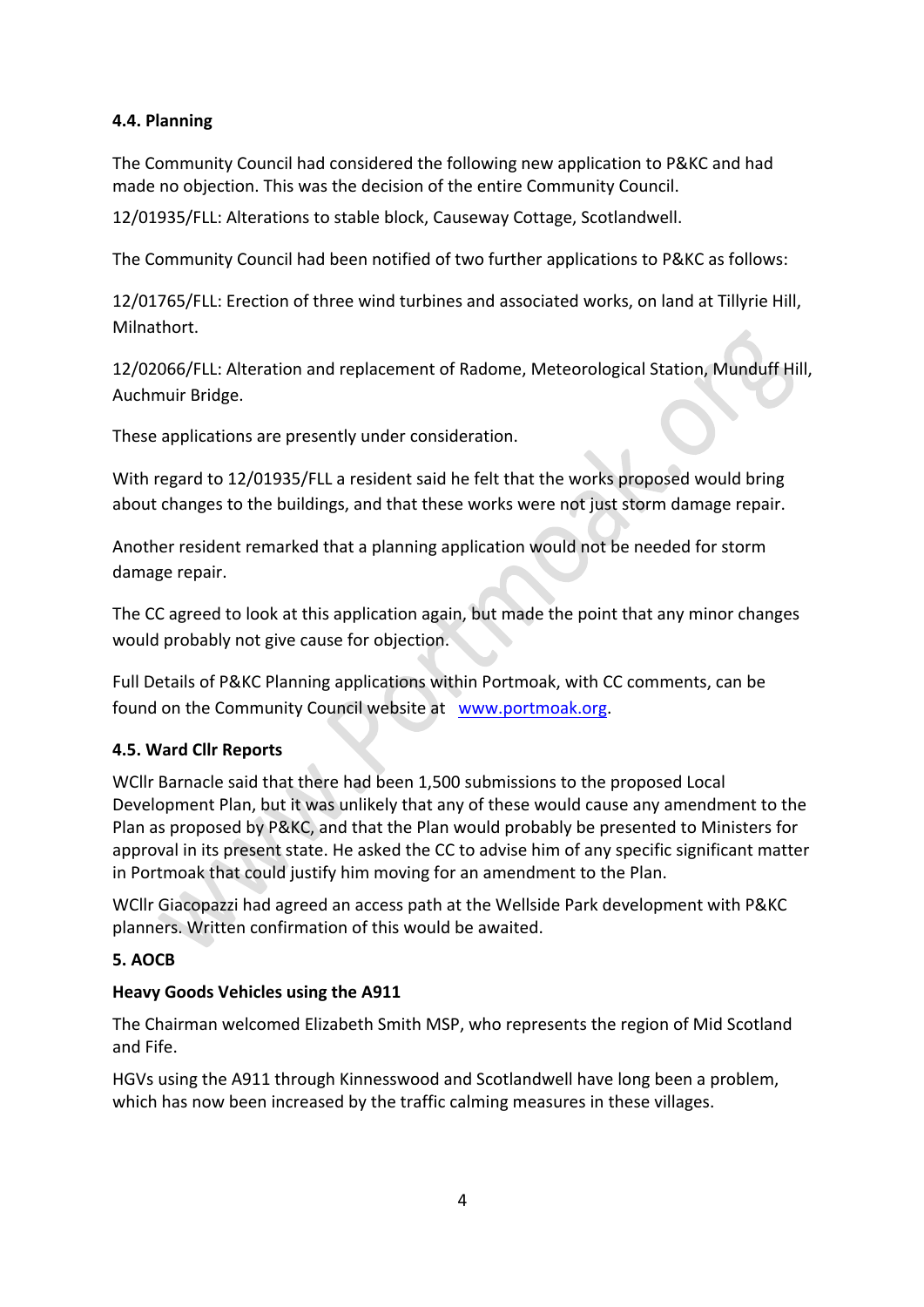### 4.4. Planning

The Community Council had considered the following new application to P&KC and had made no objection. This was the decision of the entire Community Council.

12/01935/FLL: Alterations to stable block, Causeway Cottage, Scotlandwell.

The Community Council had been notified of two further applications to P&KC as follows:

12/01765/FLL: Erection of three wind turbines and associated works, on land at Tillyrie Hill, Milnathort.

12/02066/FLL: Alteration and replacement of Radome, Meteorological Station, Munduff Hill, Auchmuir Bridge.

These applications are presently under consideration.

With regard to 12/01935/FLL a resident said he felt that the works proposed would bring about changes to the buildings, and that these works were not just storm damage repair.

Another resident remarked that a planning application would not be needed for storm damage repair.

The CC agreed to look at this application again, but made the point that any minor changes would probably not give cause for objection.

Full Details of P&KC Planning applications within Portmoak, with CC comments, can be found on the Community Council website at www.portmoak.org.

### 4.5. Ward Cllr Reports

WCllr Barnacle said that there had been 1,500 submissions to the proposed Local Development Plan, but it was unlikely that any of these would cause any amendment to the Plan as proposed by P&KC, and that the Plan would probably be presented to Ministers for approval in its present state. He asked the CC to advise him of any specific significant matter in Portmoak that could justify him moving for an amendment to the Plan.

WCllr Giacopazzi had agreed an access path at the Wellside Park development with P&KC planners. Written confirmation of this would be awaited.

### 5. AOCB

**Heavy Goods Vehicles using the A911**

The Chairman welcomed Elizabeth Smith MSP, who represents the region of Mid Scotland and Fife.

HGVs using the A911 through Kinnesswood and Scotlandwell have long been a problem, which has now been increased by the traffic calming measures in these villages.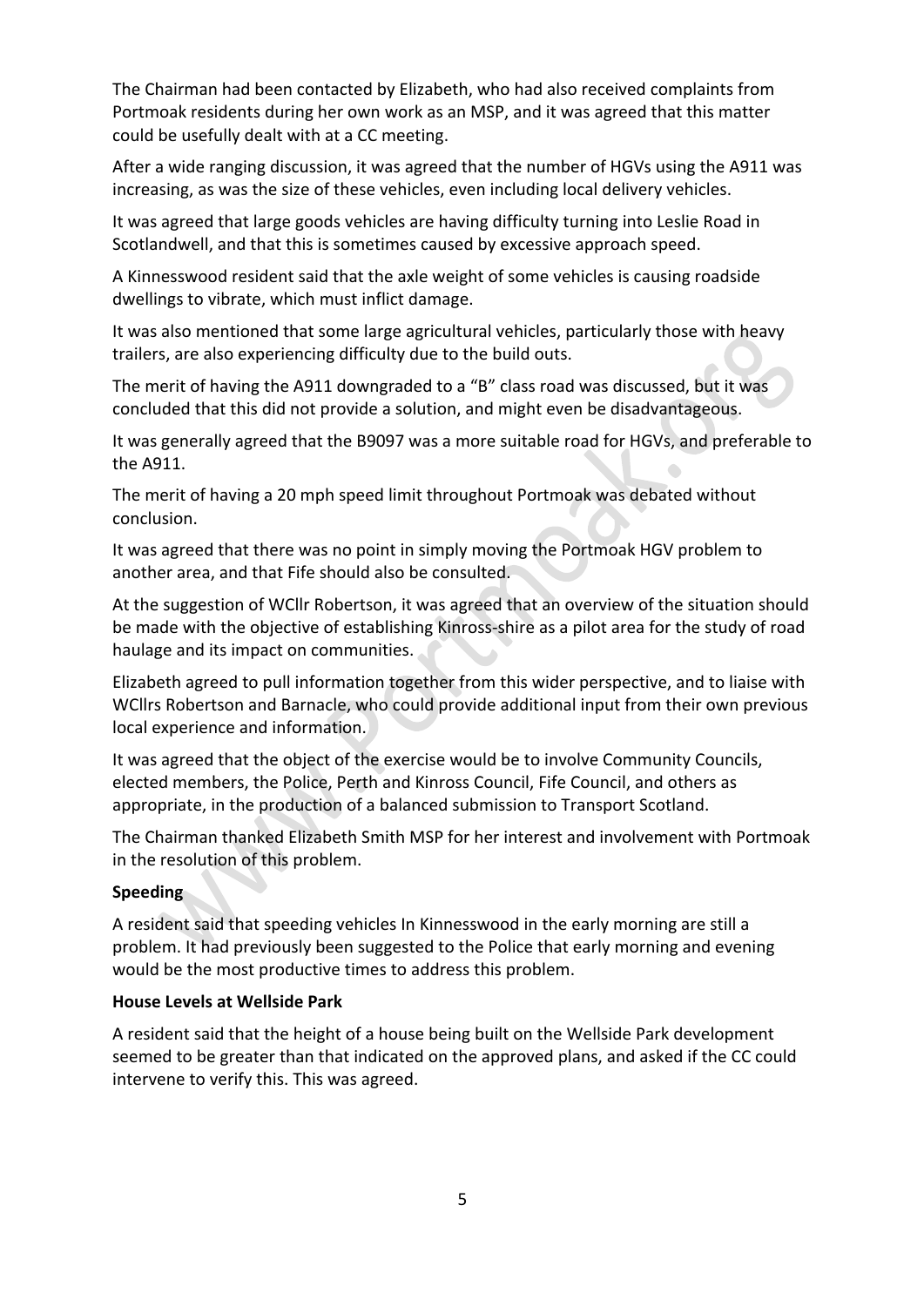The Chairman had been contacted by Elizabeth, who had also received complaints from Portmoak residents during her own work as an MSP, and it was agreed that this matter could be usefully dealt with at a CC meeting.

After a wide ranging discussion, it was agreed that the number of HGVs using the A911 was increasing, as was the size of these vehicles, even including local delivery vehicles.

It was agreed that large goods vehicles are having difficulty turning into Leslie Road in Scotlandwell, and that this is sometimes caused by excessive approach speed.

A Kinnesswood resident said that the axle weight of some vehicles is causing roadside dwellings to vibrate, which must inflict damage.

It was also mentioned that some large agricultural vehicles, particularly those with heavy trailers, are also experiencing difficulty due to the build outs.

The merit of having the A911 downgraded to a "B" class road was discussed, but it was concluded that this did not provide a solution, and might even be disadvantageous.

It was generally agreed that the B9097 was a more suitable road for HGVs, and preferable to the A911.

The merit of having a 20 mph speed limit throughout Portmoak was debated without conclusion.

It was agreed that there was no point in simply moving the Portmoak HGV problem to another area, and that Fife should also be consulted.

At the suggestion of WCllr Robertson, it was agreed that an overview of the situation should be made with the objective of establishing Kinross-shire as a pilot area for the study of road haulage and its impact on communities.

Elizabeth agreed to pull information together from this wider perspective, and to liaise with WCllrs Robertson and Barnacle, who could provide additional input from their own previous local experience and information.

It was agreed that the object of the exercise would be to involve Community Councils, elected members, the Police, Perth and Kinross Council, Fife Council, and others as appropriate, in the production of a balanced submission to Transport Scotland.

The Chairman thanked Elizabeth Smith MSP for her interest and involvement with Portmoak in the resolution of this problem.

**Speeding**

A resident said that speeding vehicles In Kinnesswood in the early morning are still a problem. It had previously been suggested to the Police that early morning and evening would be the most productive times to address this problem.

**House Levels at Wellside Park**

A resident said that the height of a house being built on the Wellside Park development seemed to be greater than that indicated on the approved plans, and asked if the CC could intervene to verify this. This was agreed.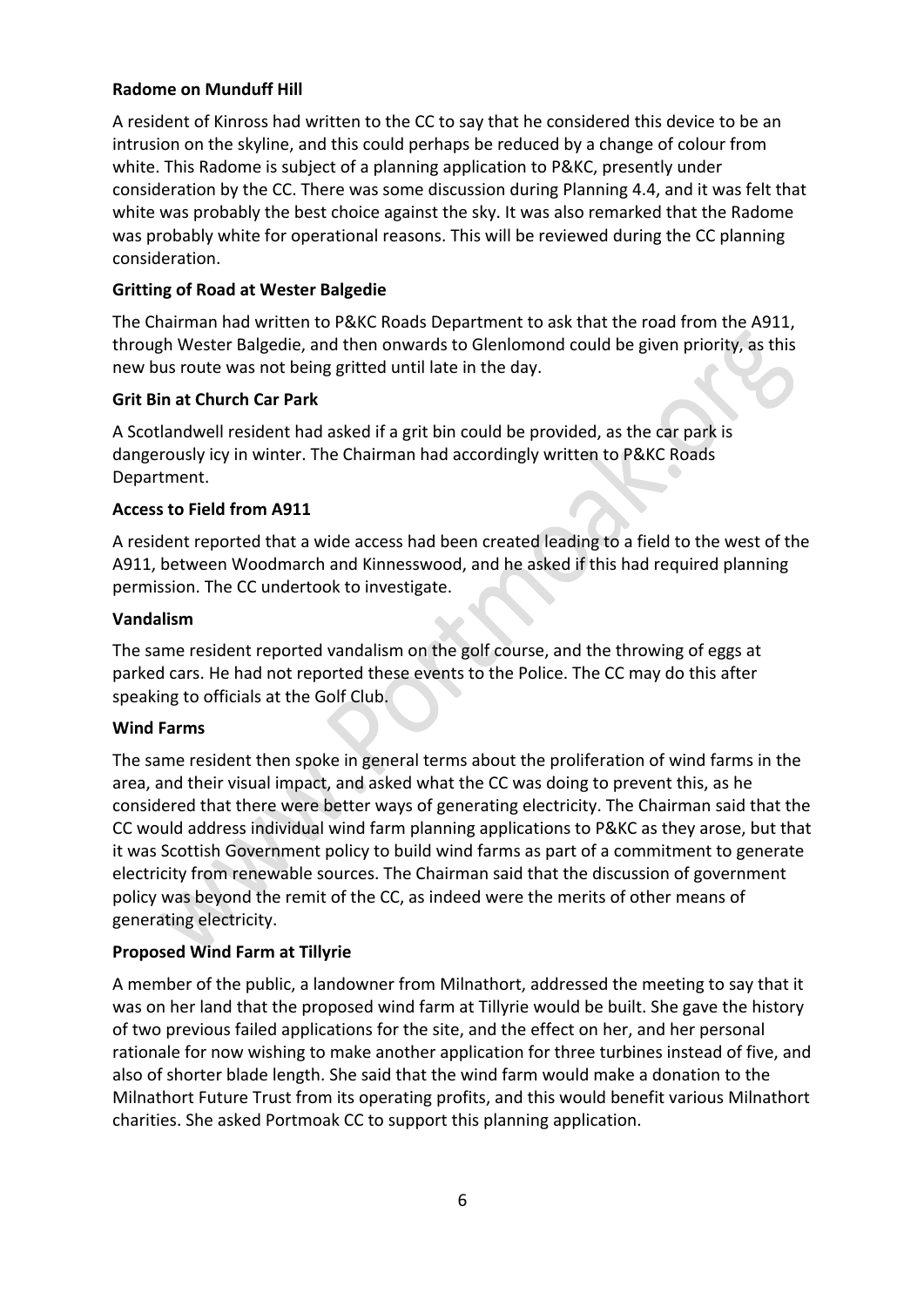**Radome on Munduff Hill**

A resident of Kinross had written to the CC to say that he considered this device to be an intrusion on the skyline, and this could perhaps be reduced by a change of colour from white. This Radome is subject of a planning application to P&KC, presently under consideration by the CC. There was some discussion during Planning 4.4, and it was felt that white was probably the best choice against the sky. It was also remarked that the Radome was probably white for operational reasons. This will be reviewed during the CC planning consideration.

**Gritting of Road at Wester Balgedie**

The Chairman had written to P&KC Roads Department to ask that the road from the A911, through Wester Balgedie, and then onwards to Glenlomond could be given priority, as this new bus route was not being gritted until late in the day.

**Grit Bin at Church Car Park**

A Scotlandwell resident had asked if a grit bin could be provided, as the car park is dangerously icy in winter. The Chairman had accordingly written to P&KC Roads Department.

**Access to Field from A911**

A resident reported that a wide access had been created leading to a field to the west of the A911, between Woodmarch and Kinnesswood, and he asked if this had required planning permission. The CC undertook to investigate.

**Vandalism**

The same resident reported vandalism on the golf course, and the throwing of eggs at parked cars. He had not reported these events to the Police. The CC may do this after speaking to officials at the Golf Club.

**Wind Farms**

The same resident then spoke in general terms about the proliferation of wind farms in the area, and their visual impact, and asked what the CC was doing to prevent this, as he considered that there were better ways of generating electricity. The Chairman said that the CC would address individual wind farm planning applications to P&KC as they arose, but that it was Scottish Government policy to build wind farms as part of a commitment to generate electricity from renewable sources. The Chairman said that the discussion of government policy was beyond the remit of the CC, as indeed were the merits of other means of generating electricity.

**Proposed Wind Farm at Tillyrie**

A member of the public, a landowner from Milnathort, addressed the meeting to say that it was on her land that the proposed wind farm at Tillyrie would be built. She gave the history of two previous failed applications for the site, and the effect on her, and her personal rationale for now wishing to make another application for three turbines instead of five, and also of shorter blade length. She said that the wind farm would make a donation to the Milnathort Future Trust from its operating profits, and this would benefit various Milnathort charities. She asked Portmoak CC to support this planning application.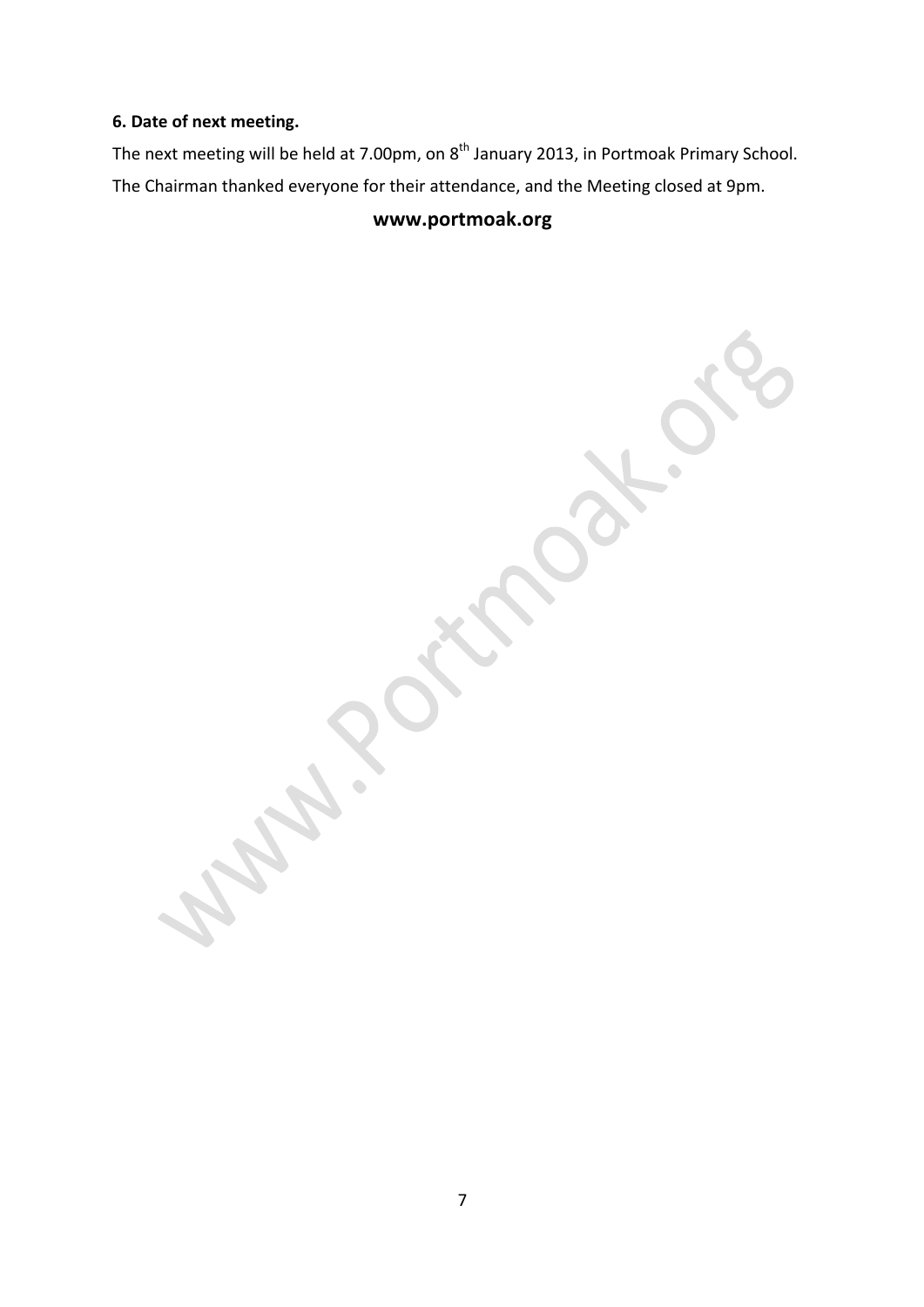**6. Date of next meeting.**

The next meeting will be held at 7.00pm, on 8th January 2013, in Portmoak Primary School.

The Chairman thanked everyone for their attendance, and the Meeting closed at 9pm.

**www.portmoak.org**